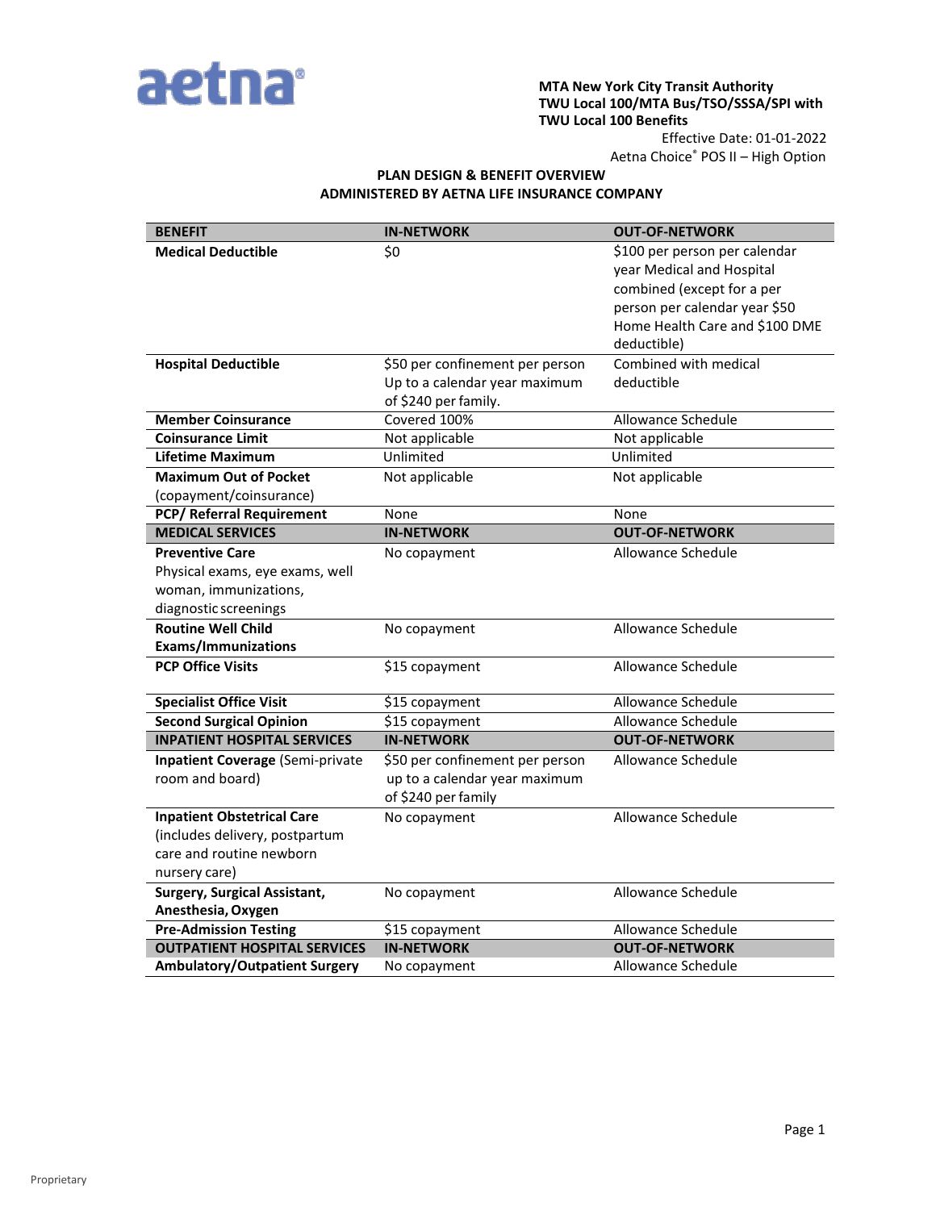aetna®

**MTA New York City Transit Authority**
**TWU Local 100/MTA Bus/TSO/SSSA/SPI with TWU Local 100 Benefits**

Effective Date: 01-01-2022
Aetna Choice® POS II – High Option

## PLAN DESIGN & BENEFIT OVERVIEW
## ADMINISTERED BY AETNA LIFE INSURANCE COMPANY

| BENEFIT | IN-NETWORK | OUT-OF-NETWORK |
|---|---|---|
| **Medical Deductible** | $0 | $100 per person per calendar year Medical and Hospital combined (except for a per person per calendar year $50 Home Health Care and $100 DME deductible) |
| **Hospital Deductible** | $50 per confinement per person Up to a calendar year maximum of $240 per family. | Combined with medical deductible |
| **Member Coinsurance** | Covered 100% | Allowance Schedule |
| **Coinsurance Limit** | Not applicable | Not applicable |
| **Lifetime Maximum** | Unlimited | Unlimited |
| **Maximum Out of Pocket** (copayment/coinsurance) | Not applicable | Not applicable |
| **PCP/ Referral Requirement** | None | None |
| **MEDICAL SERVICES** | **IN-NETWORK** | **OUT-OF-NETWORK** |
| **Preventive Care** Physical exams, eye exams, well woman, immunizations, diagnostic screenings | No copayment | Allowance Schedule |
| **Routine Well Child Exams/Immunizations** | No copayment | Allowance Schedule |
| **PCP Office Visits** | $15 copayment | Allowance Schedule |
| **Specialist Office Visit** | $15 copayment | Allowance Schedule |
| **Second Surgical Opinion** | $15 copayment | Allowance Schedule |
| **INPATIENT HOSPITAL SERVICES** | **IN-NETWORK** | **OUT-OF-NETWORK** |
| **Inpatient Coverage** (Semi-private room and board) | $50 per confinement per person up to a calendar year maximum of $240 per family | Allowance Schedule |
| **Inpatient Obstetrical Care** (includes delivery, postpartum care and routine newborn nursery care) | No copayment | Allowance Schedule |
| **Surgery, Surgical Assistant, Anesthesia, Oxygen** | No copayment | Allowance Schedule |
| **Pre-Admission Testing** | $15 copayment | Allowance Schedule |
| **OUTPATIENT HOSPITAL SERVICES** | **IN-NETWORK** | **OUT-OF-NETWORK** |
| **Ambulatory/Outpatient Surgery** | No copayment | Allowance Schedule |

Proprietary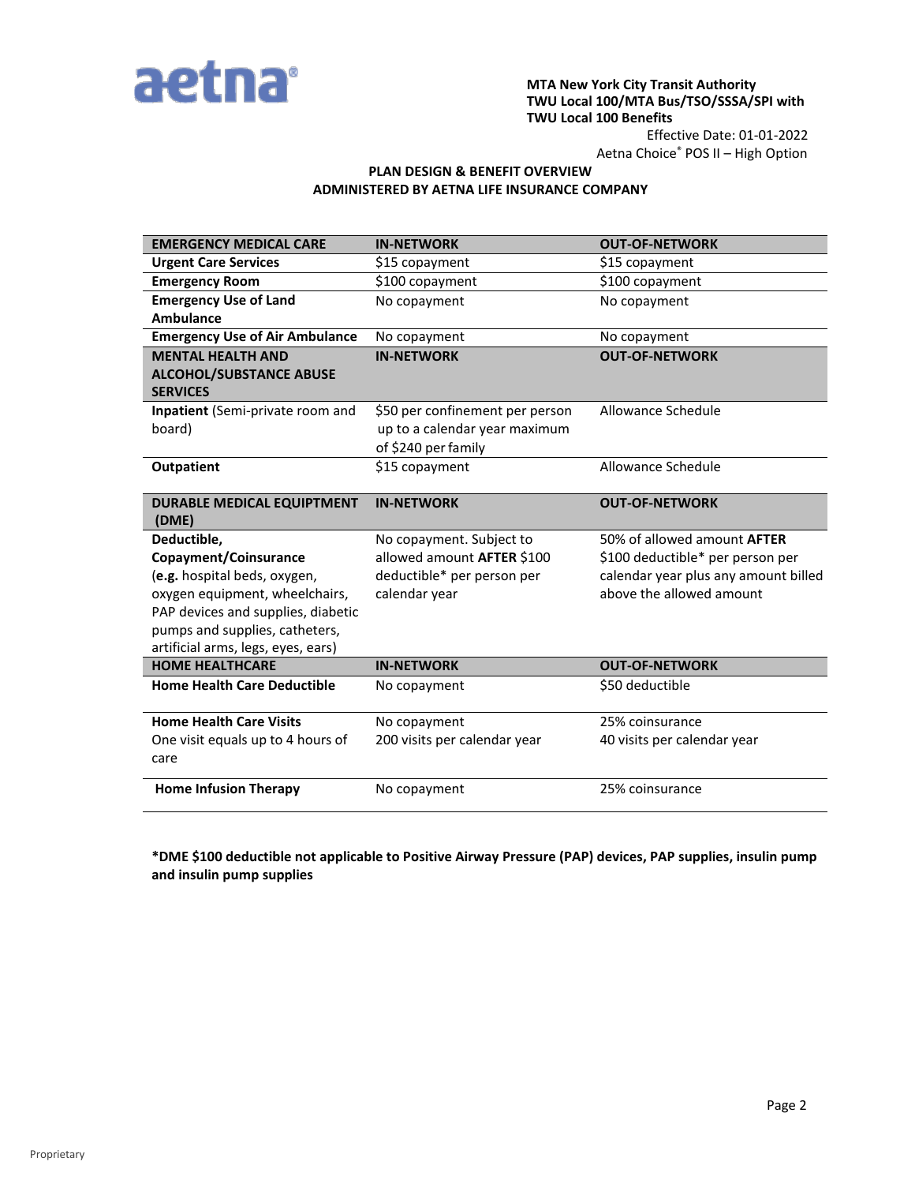**MTA New York City Transit Authority**
**TWU Local 100/MTA Bus/TSO/SSSA/SPI with TWU Local 100 Benefits**

Effective Date: 01-01-2022
Aetna Choice® POS II – High Option

## PLAN DESIGN & BENEFIT OVERVIEW
## ADMINISTERED BY AETNA LIFE INSURANCE COMPANY

| EMERGENCY MEDICAL CARE | IN-NETWORK | OUT-OF-NETWORK |
|---|---|---|
| **Urgent Care Services** | $15 copayment | $15 copayment |
| **Emergency Room** | $100 copayment | $100 copayment |
| **Emergency Use of Land Ambulance** | No copayment | No copayment |
| **Emergency Use of Air Ambulance** | No copayment | No copayment |
| **MENTAL HEALTH AND ALCOHOL/SUBSTANCE ABUSE SERVICES** | **IN-NETWORK** | **OUT-OF-NETWORK** |
| **Inpatient** (Semi-private room and board) | $50 per confinement per person up to a calendar year maximum of $240 per family | Allowance Schedule |
| **Outpatient** | $15 copayment | Allowance Schedule |
| **DURABLE MEDICAL EQUIPMENT (DME)** | **IN-NETWORK** | **OUT-OF-NETWORK** |
| **Deductible, Copayment/Coinsurance** (**e.g.** hospital beds, oxygen, oxygen equipment, wheelchairs, PAP devices and supplies, diabetic pumps and supplies, catheters, artificial arms, legs, eyes, ears) | No copayment. Subject to allowed amount **AFTER** $100 deductible* per person per calendar year | 50% of allowed amount **AFTER** $100 deductible* per person per calendar year plus any amount billed above the allowed amount |
| **HOME HEALTHCARE** | **IN-NETWORK** | **OUT-OF-NETWORK** |
| **Home Health Care Deductible** | No copayment | $50 deductible |
| **Home Health Care Visits** One visit equals up to 4 hours of care | No copayment 200 visits per calendar year | 25% coinsurance 40 visits per calendar year |
| **Home Infusion Therapy** | No copayment | 25% coinsurance |

***DME $100 deductible not applicable to Positive Airway Pressure (PAP) devices, PAP supplies, insulin pump and insulin pump supplies**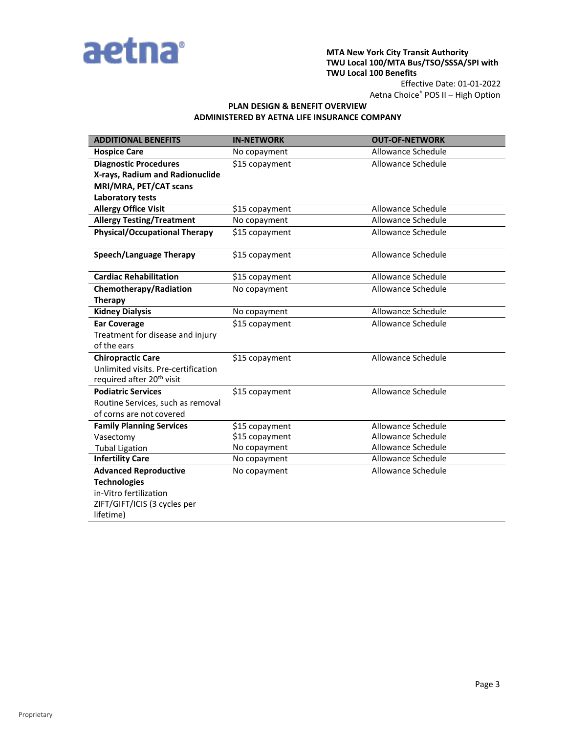**MTA New York City Transit Authority**
**TWU Local 100/MTA Bus/TSO/SSSA/SPI with TWU Local 100 Benefits**

Effective Date: 01-01-2022
Aetna Choice® POS II – High Option

## PLAN DESIGN & BENEFIT OVERVIEW
## ADMINISTERED BY AETNA LIFE INSURANCE COMPANY

| ADDITIONAL BENEFITS | IN-NETWORK | OUT-OF-NETWORK |
|---|---|---|
| **Hospice Care** | No copayment | Allowance Schedule |
| **Diagnostic Procedures**<br>**X-rays, Radium and Radionuclide**<br>**MRI/MRA, PET/CAT scans**<br>**Laboratory tests** | $15 copayment | Allowance Schedule |
| **Allergy Office Visit** | $15 copayment | Allowance Schedule |
| **Allergy Testing/Treatment** | No copayment | Allowance Schedule |
| **Physical/Occupational Therapy** | $15 copayment | Allowance Schedule |
| **Speech/Language Therapy** | $15 copayment | Allowance Schedule |
| **Cardiac Rehabilitation** | $15 copayment | Allowance Schedule |
| **Chemotherapy/Radiation Therapy** | No copayment | Allowance Schedule |
| **Kidney Dialysis** | No copayment | Allowance Schedule |
| **Ear Coverage**<br>Treatment for disease and injury of the ears | $15 copayment | Allowance Schedule |
| **Chiropractic Care**<br>Unlimited visits. Pre-certification required after 20th visit | $15 copayment | Allowance Schedule |
| **Podiatric Services**<br>Routine Services, such as removal of corns are not covered | $15 copayment | Allowance Schedule |
| **Family Planning Services**<br>Vasectomy<br>Tubal Ligation | $15 copayment<br>$15 copayment<br>No copayment | Allowance Schedule<br>Allowance Schedule<br>Allowance Schedule |
| **Infertility Care** | No copayment | Allowance Schedule |
| **Advanced Reproductive Technologies**<br>in-Vitro fertilization<br>ZIFT/GIFT/ICIS (3 cycles per lifetime) | No copayment | Allowance Schedule |

Proprietary